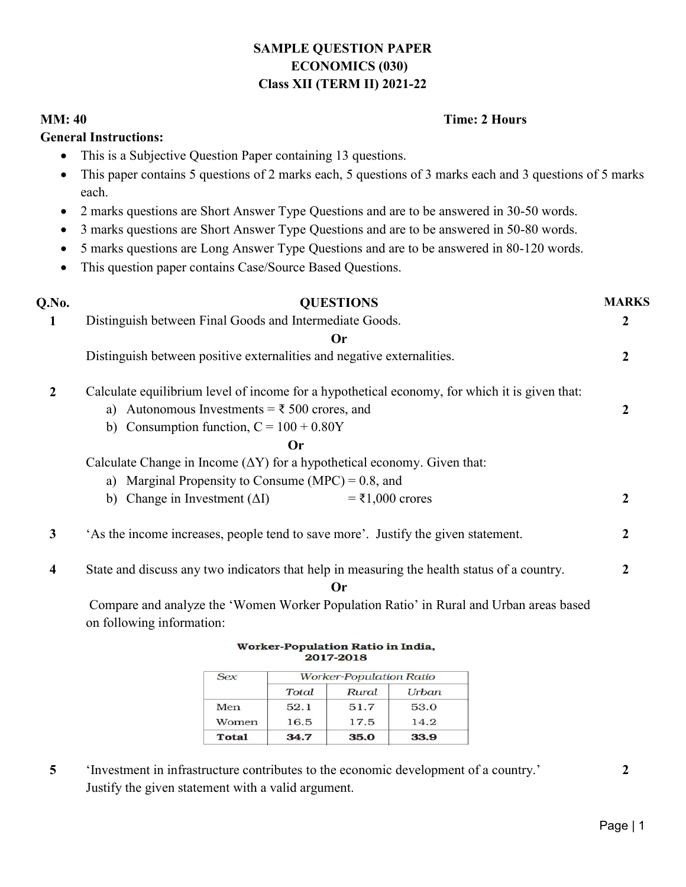# SAMPLE QUESTION PAPER
## ECONOMICS (030)
## Class XII (TERM II) 2021-22

**MM: 40** **Time: 2 Hours**

**General Instructions:**

- This is a Subjective Question Paper containing 13 questions.
- This paper contains 5 questions of 2 marks each, 5 questions of 3 marks each and 3 questions of 5 marks each.
- 2 marks questions are Short Answer Type Questions and are to be answered in 30-50 words.
- 3 marks questions are Short Answer Type Questions and are to be answered in 50-80 words.
- 5 marks questions are Long Answer Type Questions and are to be answered in 80-120 words.
- This question paper contains Case/Source Based Questions.

| Q.No. | QUESTIONS | MARKS |
|---|---|---|
| 1 | Distinguish between Final Goods and Intermediate Goods. | 2 |
| | **Or** | |
| | Distinguish between positive externalities and negative externalities. | 2 |
| 2 | Calculate equilibrium level of income for a hypothetical economy, for which it is given that:<br>a) Autonomous Investments = ₹ 500 crores, and<br>b) Consumption function, C = 100 + 0.80Y | 2 |
| | **Or** | |
| | Calculate Change in Income ($\Delta$Y) for a hypothetical economy. Given that:<br>a) Marginal Propensity to Consume (MPC) = 0.8, and<br>b) Change in Investment ($\Delta$I) = ₹1,000 crores | 2 |
| 3 | 'As the income increases, people tend to save more'. Justify the given statement. | 2 |
| 4 | State and discuss any two indicators that help in measuring the health status of a country. | 2 |
| | **Or** | |
| | Compare and analyze the 'Women Worker Population Ratio' in Rural and Urban areas based on following information: | |

**Worker-Population Ratio in India, 2017-2018**

| Sex | Worker-Population Ratio | | |
|---|---|---|---|
| | Total | Rural | Urban |
| Men | 52.1 | 51.7 | 53.0 |
| Women | 16.5 | 17.5 | 14.2 |
| **Total** | **34.7** | **35.0** | **33.9** |

| Q.No. | QUESTIONS | MARKS |
|---|---|---|
| 5 | 'Investment in infrastructure contributes to the economic development of a country.' Justify the given statement with a valid argument. | 2 |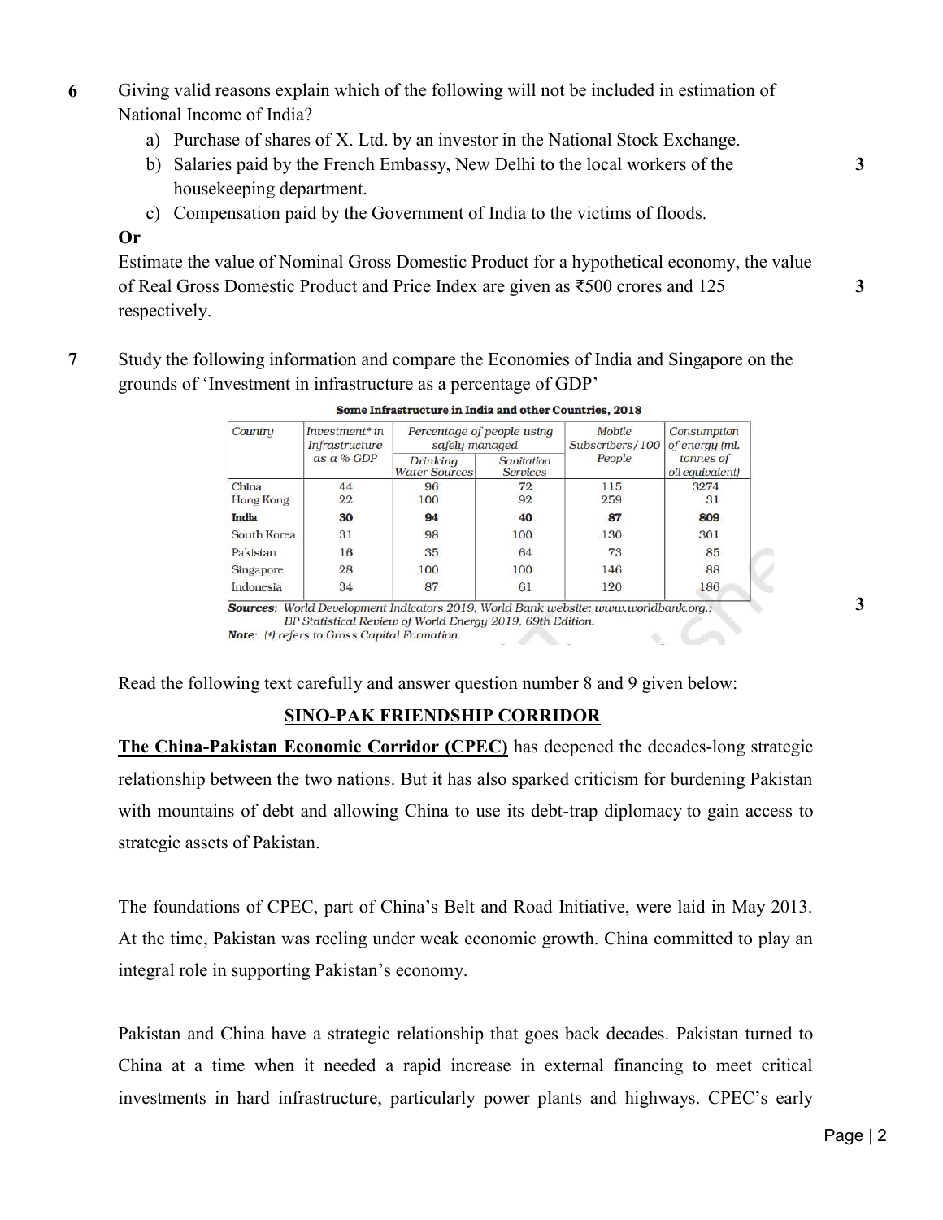6 Giving valid reasons explain which of the following will not be included in estimation of National Income of India?

a) Purchase of shares of X. Ltd. by an investor in the National Stock Exchange.
b) Salaries paid by the French Embassy, New Delhi to the local workers of the housekeeping department. **3**
c) Compensation paid by the Government of India to the victims of floods.

**Or**

Estimate the value of Nominal Gross Domestic Product for a hypothetical economy, the value of Real Gross Domestic Product and Price Index are given as ₹500 crores and 125 respectively. **3**

7 Study the following information and compare the Economies of India and Singapore on the grounds of 'Investment in infrastructure as a percentage of GDP' **3**

**Some Infrastructure in India and other Countries, 2018**

| *Country* | *Investment\* in Infrastructure as a % GDP* | *Percentage of people using safely managed* | | *Mobile Subscribers/100 People* | *Consumption of energy (ml. tonnes of oil equivalent)* |
|---|---|---|---|---|---|
| | | *Drinking Water Sources* | *Sanitation Services* | | |
| China | 44 | 96 | 72 | 115 | 3274 |
| Hong Kong | 22 | 100 | 92 | 259 | 31 |
| **India** | **30** | **94** | **40** | **87** | **809** |
| South Korea | 31 | 98 | 100 | 130 | 301 |
| Pakistan | 16 | 35 | 64 | 73 | 85 |
| Singapore | 28 | 100 | 100 | 146 | 88 |
| Indonesia | 34 | 87 | 61 | 120 | 186 |

***Sources:*** *World Development Indicators 2019, World Bank website: www.worldbank.org.; BP Statistical Review of World Energy 2019, 69th Edition.*
***Note:*** *(\*) refers to Gross Capital Formation.*

Read the following text carefully and answer question number 8 and 9 given below:

**SINO-PAK FRIENDSHIP CORRIDOR**

**The China-Pakistan Economic Corridor (CPEC)** has deepened the decades-long strategic relationship between the two nations. But it has also sparked criticism for burdening Pakistan with mountains of debt and allowing China to use its debt-trap diplomacy to gain access to strategic assets of Pakistan.

The foundations of CPEC, part of China's Belt and Road Initiative, were laid in May 2013. At the time, Pakistan was reeling under weak economic growth. China committed to play an integral role in supporting Pakistan's economy.

Pakistan and China have a strategic relationship that goes back decades. Pakistan turned to China at a time when it needed a rapid increase in external financing to meet critical investments in hard infrastructure, particularly power plants and highways. CPEC's early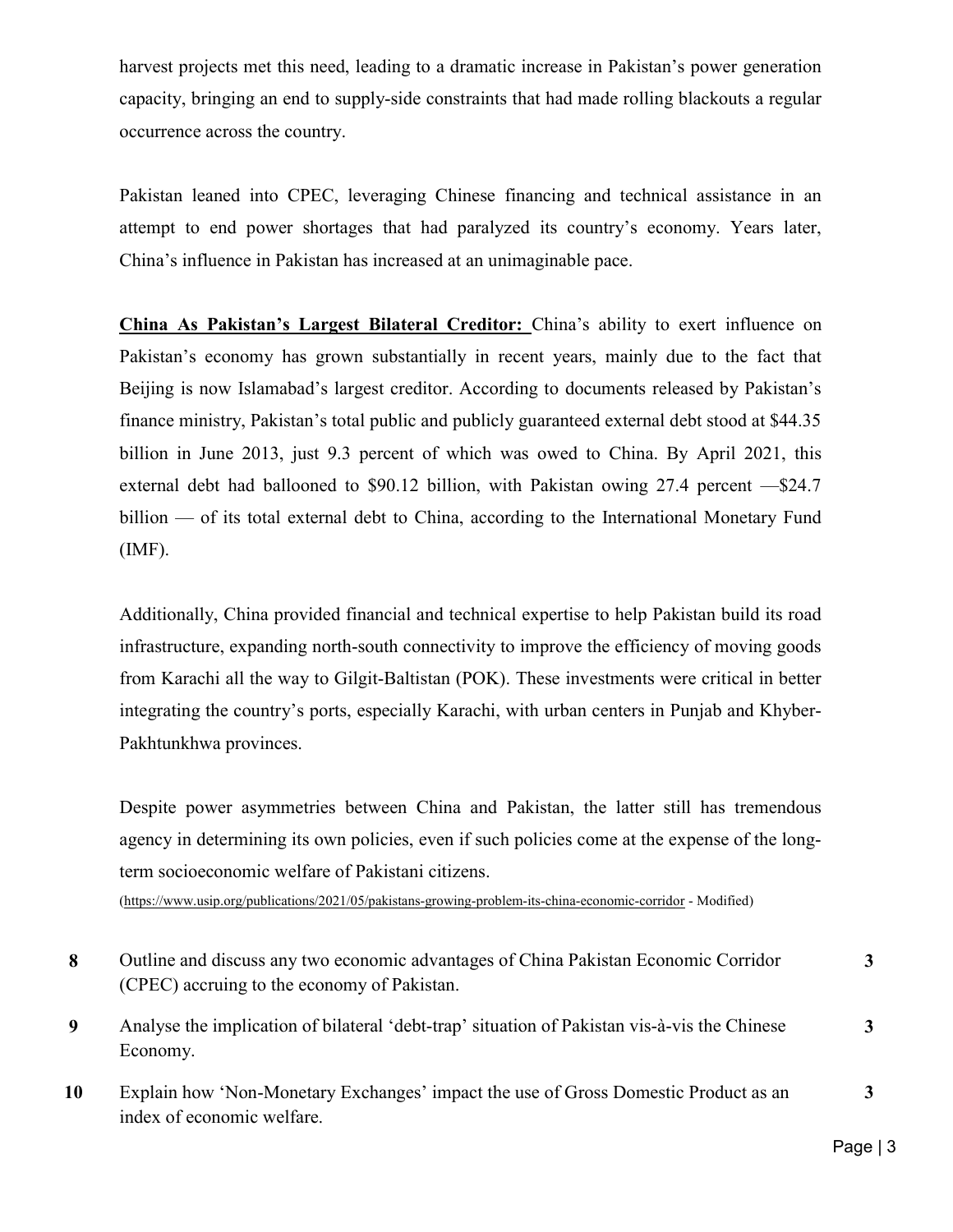harvest projects met this need, leading to a dramatic increase in Pakistan's power generation capacity, bringing an end to supply-side constraints that had made rolling blackouts a regular occurrence across the country.

Pakistan leaned into CPEC, leveraging Chinese financing and technical assistance in an attempt to end power shortages that had paralyzed its country's economy. Years later, China's influence in Pakistan has increased at an unimaginable pace.

**China As Pakistan's Largest Bilateral Creditor:** China's ability to exert influence on Pakistan's economy has grown substantially in recent years, mainly due to the fact that Beijing is now Islamabad's largest creditor. According to documents released by Pakistan's finance ministry, Pakistan's total public and publicly guaranteed external debt stood at $44.35 billion in June 2013, just 9.3 percent of which was owed to China. By April 2021, this external debt had ballooned to $90.12 billion, with Pakistan owing 27.4 percent —$24.7 billion — of its total external debt to China, according to the International Monetary Fund (IMF).

Additionally, China provided financial and technical expertise to help Pakistan build its road infrastructure, expanding north-south connectivity to improve the efficiency of moving goods from Karachi all the way to Gilgit-Baltistan (POK). These investments were critical in better integrating the country's ports, especially Karachi, with urban centers in Punjab and Khyber-Pakhtunkhwa provinces.

Despite power asymmetries between China and Pakistan, the latter still has tremendous agency in determining its own policies, even if such policies come at the expense of the long-term socioeconomic welfare of Pakistani citizens.

(https://www.usip.org/publications/2021/05/pakistans-growing-problem-its-china-economic-corridor - Modified)

| | | |
|---|---|---|
| **8** | Outline and discuss any two economic advantages of China Pakistan Economic Corridor (CPEC) accruing to the economy of Pakistan. | **3** |
| **9** | Analyse the implication of bilateral 'debt-trap' situation of Pakistan vis-à-vis the Chinese Economy. | **3** |
| **10** | Explain how 'Non-Monetary Exchanges' impact the use of Gross Domestic Product as an index of economic welfare. | **3** |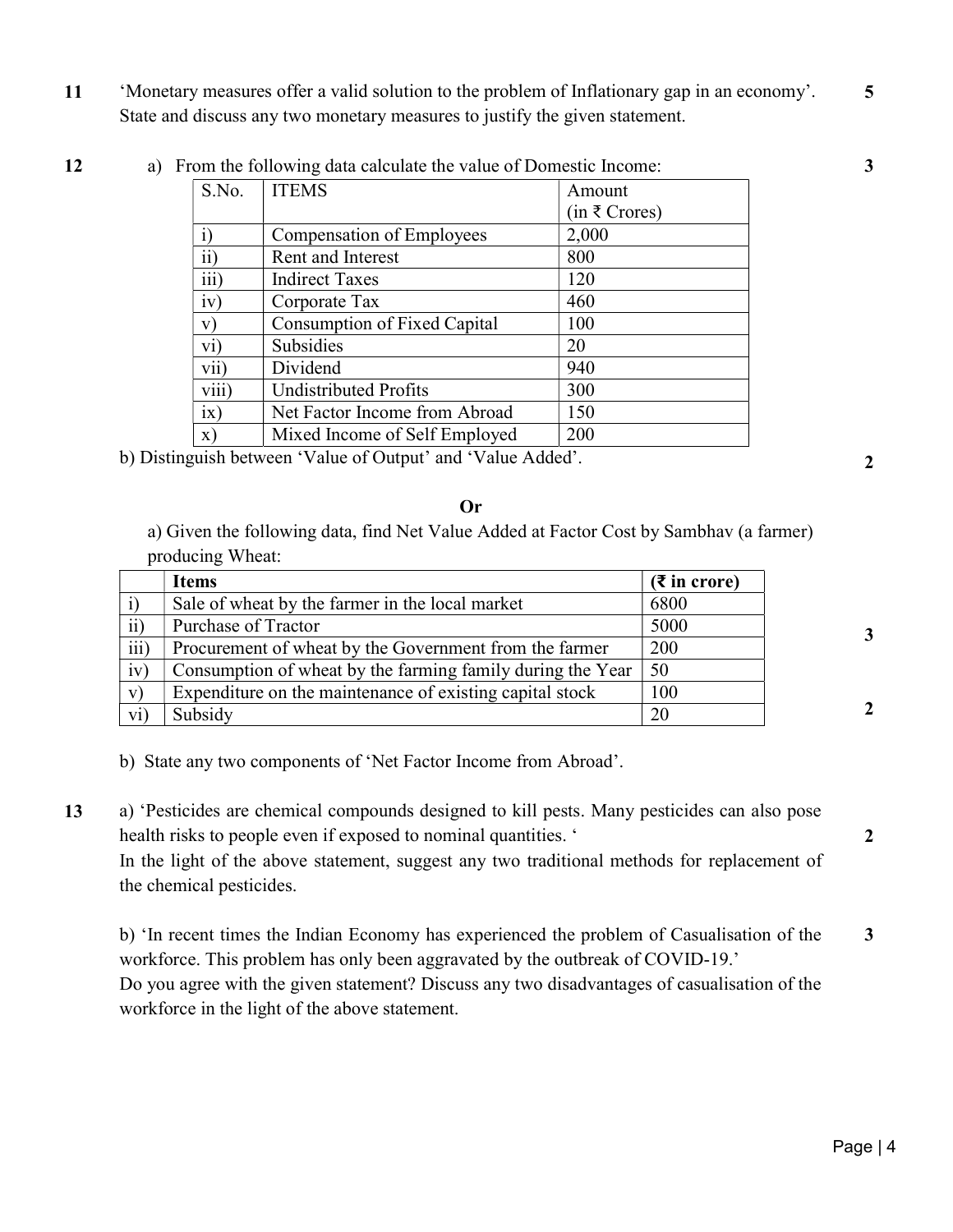**11** 'Monetary measures offer a valid solution to the problem of Inflationary gap in an economy'. State and discuss any two monetary measures to justify the given statement. **5**

**12** a) From the following data calculate the value of Domestic Income: **3**

| S.No. | ITEMS | Amount (in ₹ Crores) |
|---|---|---|
| i) | Compensation of Employees | 2,000 |
| ii) | Rent and Interest | 800 |
| iii) | Indirect Taxes | 120 |
| iv) | Corporate Tax | 460 |
| v) | Consumption of Fixed Capital | 100 |
| vi) | Subsidies | 20 |
| vii) | Dividend | 940 |
| viii) | Undistributed Profits | 300 |
| ix) | Net Factor Income from Abroad | 150 |
| x) | Mixed Income of Self Employed | 200 |

b) Distinguish between 'Value of Output' and 'Value Added'. **2**

**Or**

a) Given the following data, find Net Value Added at Factor Cost by Sambhav (a farmer) producing Wheat: **3**

| | Items | (₹ in crore) |
|---|---|---|
| i) | Sale of wheat by the farmer in the local market | 6800 |
| ii) | Purchase of Tractor | 5000 |
| iii) | Procurement of wheat by the Government from the farmer | 200 |
| iv) | Consumption of wheat by the farming family during the Year | 50 |
| v) | Expenditure on the maintenance of existing capital stock | 100 |
| vi) | Subsidy | 20 |

b) State any two components of 'Net Factor Income from Abroad'. **2**

**13** a) 'Pesticides are chemical compounds designed to kill pests. Many pesticides can also pose health risks to people even if exposed to nominal quantities. ' **2**

In the light of the above statement, suggest any two traditional methods for replacement of the chemical pesticides.

b) 'In recent times the Indian Economy has experienced the problem of Casualisation of the workforce. This problem has only been aggravated by the outbreak of COVID-19.' **3**

Do you agree with the given statement? Discuss any two disadvantages of casualisation of the workforce in the light of the above statement.